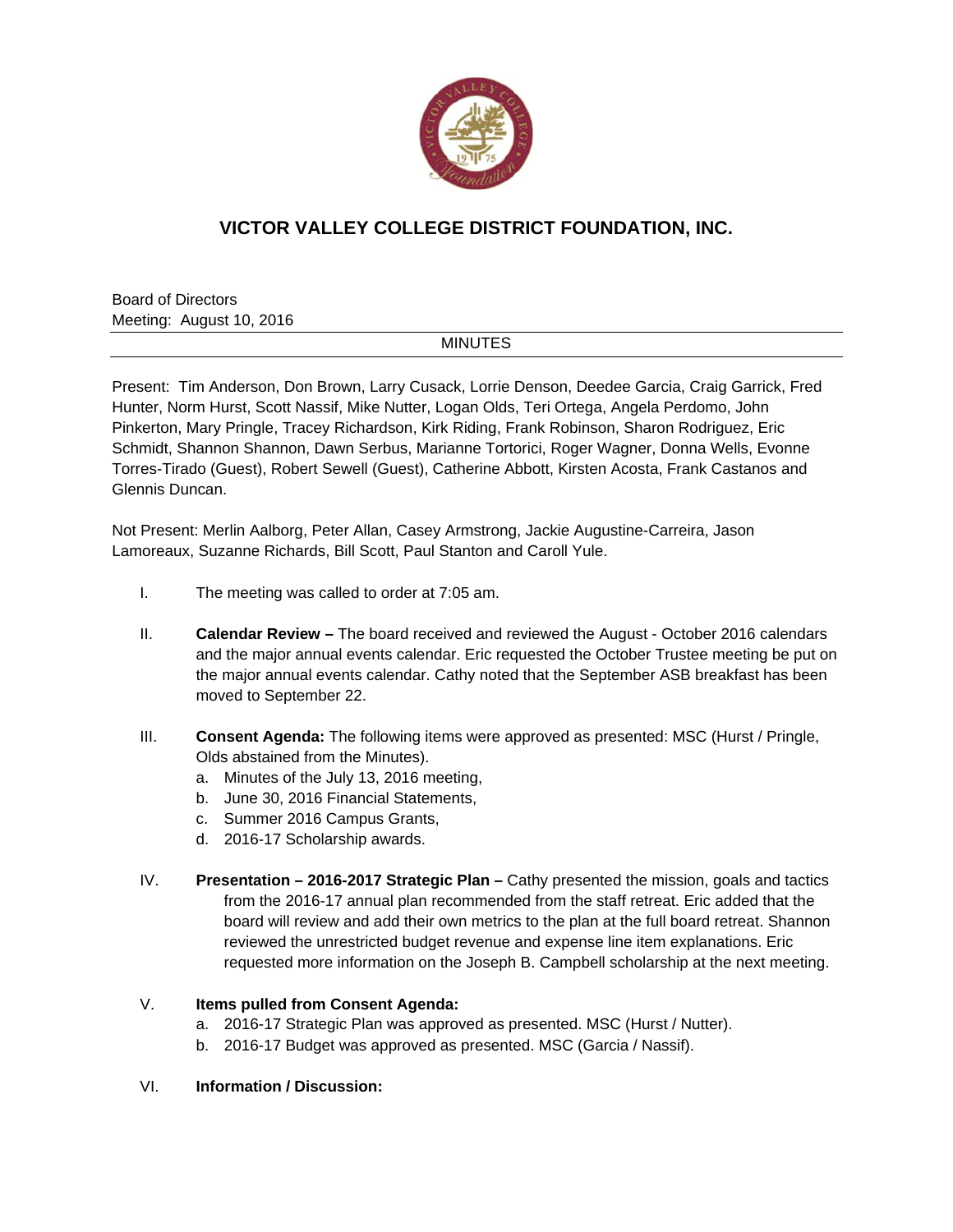# VICTOR VALLEY COLLEGE DISTRICT FOUNDATION, INC.

Board of Directors
Meeting: August 10, 2016

MINUTES

Present: Tim Anderson, Don Brown, Larry Cusack, Lorrie Denson, Deedee Garcia, Craig Garrick, Fred Hunter, Norm Hurst, Scott Nassif, Mike Nutter, Logan Olds, Teri Ortega, Angela Perdomo, John Pinkerton, Mary Pringle, Tracey Richardson, Kirk Riding, Frank Robinson, Sharon Rodriguez, Eric Schmidt, Shannon Shannon, Dawn Serbus, Marianne Tortorici, Roger Wagner, Donna Wells, Evonne Torres-Tirado (Guest), Robert Sewell (Guest), Catherine Abbott, Kirsten Acosta, Frank Castanos and Glennis Duncan.

Not Present: Merlin Aalborg, Peter Allan, Casey Armstrong, Jackie Augustine-Carreira, Jason Lamoreaux, Suzanne Richards, Bill Scott, Paul Stanton and Caroll Yule.

I. The meeting was called to order at 7:05 am.

II. **Calendar Review –** The board received and reviewed the August - October 2016 calendars and the major annual events calendar. Eric requested the October Trustee meeting be put on the major annual events calendar. Cathy noted that the September ASB breakfast has been moved to September 22.

III. **Consent Agenda:** The following items were approved as presented: MSC (Hurst / Pringle, Olds abstained from the Minutes).
   a. Minutes of the July 13, 2016 meeting,
   b. June 30, 2016 Financial Statements,
   c. Summer 2016 Campus Grants,
   d. 2016-17 Scholarship awards.

IV. **Presentation – 2016-2017 Strategic Plan –** Cathy presented the mission, goals and tactics from the 2016-17 annual plan recommended from the staff retreat. Eric added that the board will review and add their own metrics to the plan at the full board retreat. Shannon reviewed the unrestricted budget revenue and expense line item explanations. Eric requested more information on the Joseph B. Campbell scholarship at the next meeting.

V. **Items pulled from Consent Agenda:**
   a. 2016-17 Strategic Plan was approved as presented. MSC (Hurst / Nutter).
   b. 2016-17 Budget was approved as presented. MSC (Garcia / Nassif).

VI. **Information / Discussion:**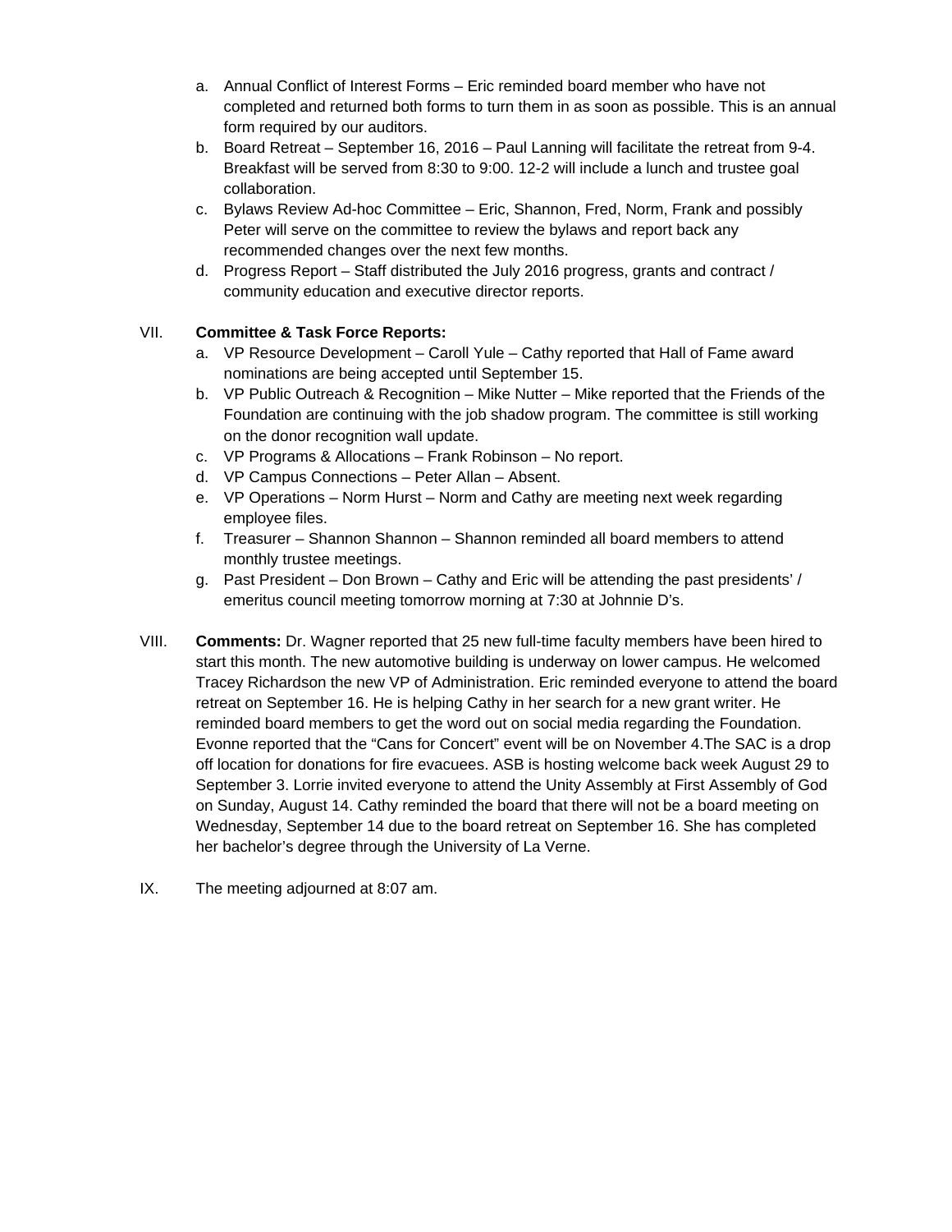a. Annual Conflict of Interest Forms – Eric reminded board member who have not completed and returned both forms to turn them in as soon as possible. This is an annual form required by our auditors.
b. Board Retreat – September 16, 2016 – Paul Lanning will facilitate the retreat from 9-4. Breakfast will be served from 8:30 to 9:00. 12-2 will include a lunch and trustee goal collaboration.
c. Bylaws Review Ad-hoc Committee – Eric, Shannon, Fred, Norm, Frank and possibly Peter will serve on the committee to review the bylaws and report back any recommended changes over the next few months.
d. Progress Report – Staff distributed the July 2016 progress, grants and contract / community education and executive director reports.

VII. **Committee & Task Force Reports:**

a. VP Resource Development – Caroll Yule – Cathy reported that Hall of Fame award nominations are being accepted until September 15.
b. VP Public Outreach & Recognition – Mike Nutter – Mike reported that the Friends of the Foundation are continuing with the job shadow program. The committee is still working on the donor recognition wall update.
c. VP Programs & Allocations – Frank Robinson – No report.
d. VP Campus Connections – Peter Allan – Absent.
e. VP Operations – Norm Hurst – Norm and Cathy are meeting next week regarding employee files.
f. Treasurer – Shannon Shannon – Shannon reminded all board members to attend monthly trustee meetings.
g. Past President – Don Brown – Cathy and Eric will be attending the past presidents' / emeritus council meeting tomorrow morning at 7:30 at Johnnie D's.

VIII. **Comments:** Dr. Wagner reported that 25 new full-time faculty members have been hired to start this month. The new automotive building is underway on lower campus. He welcomed Tracey Richardson the new VP of Administration. Eric reminded everyone to attend the board retreat on September 16. He is helping Cathy in her search for a new grant writer. He reminded board members to get the word out on social media regarding the Foundation. Evonne reported that the "Cans for Concert" event will be on November 4.The SAC is a drop off location for donations for fire evacuees. ASB is hosting welcome back week August 29 to September 3. Lorrie invited everyone to attend the Unity Assembly at First Assembly of God on Sunday, August 14. Cathy reminded the board that there will not be a board meeting on Wednesday, September 14 due to the board retreat on September 16. She has completed her bachelor's degree through the University of La Verne.

IX. The meeting adjourned at 8:07 am.